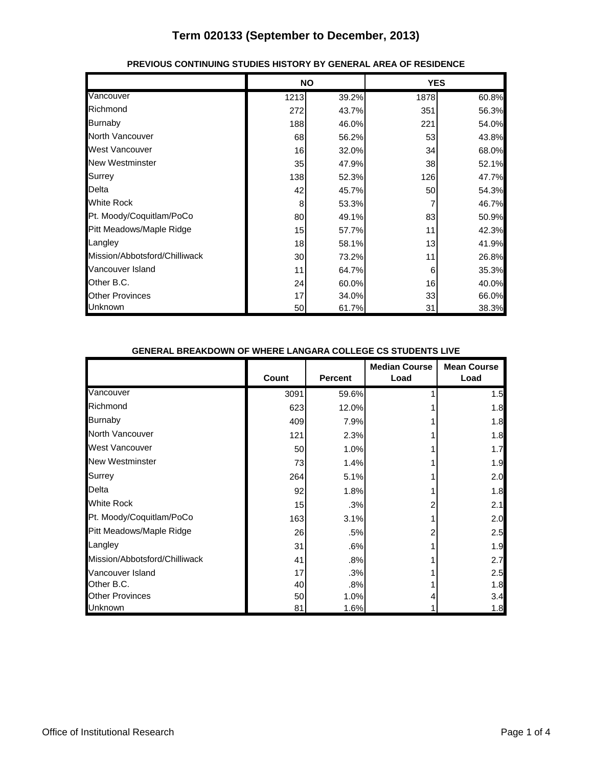# Term 020133 (September to December, 2013)

## PREVIOUS CONTINUING STUDIES HISTORY BY GENERAL AREA OF RESIDENCE

| | NO | | YES | |
|---|---|---|---|---|
| Vancouver | 1213 | 39.2% | 1878 | 60.8% |
| Richmond | 272 | 43.7% | 351 | 56.3% |
| Burnaby | 188 | 46.0% | 221 | 54.0% |
| North Vancouver | 68 | 56.2% | 53 | 43.8% |
| West Vancouver | 16 | 32.0% | 34 | 68.0% |
| New Westminster | 35 | 47.9% | 38 | 52.1% |
| Surrey | 138 | 52.3% | 126 | 47.7% |
| Delta | 42 | 45.7% | 50 | 54.3% |
| White Rock | 8 | 53.3% | 7 | 46.7% |
| Pt. Moody/Coquitlam/PoCo | 80 | 49.1% | 83 | 50.9% |
| Pitt Meadows/Maple Ridge | 15 | 57.7% | 11 | 42.3% |
| Langley | 18 | 58.1% | 13 | 41.9% |
| Mission/Abbotsford/Chilliwack | 30 | 73.2% | 11 | 26.8% |
| Vancouver Island | 11 | 64.7% | 6 | 35.3% |
| Other B.C. | 24 | 60.0% | 16 | 40.0% |
| Other Provinces | 17 | 34.0% | 33 | 66.0% |
| Unknown | 50 | 61.7% | 31 | 38.3% |

## GENERAL BREAKDOWN OF WHERE LANGARA COLLEGE CS STUDENTS LIVE

| | Count | Percent | Median Course Load | Mean Course Load |
|---|---|---|---|---|
| Vancouver | 3091 | 59.6% | 1 | 1.5 |
| Richmond | 623 | 12.0% | 1 | 1.8 |
| Burnaby | 409 | 7.9% | 1 | 1.8 |
| North Vancouver | 121 | 2.3% | 1 | 1.8 |
| West Vancouver | 50 | 1.0% | 1 | 1.7 |
| New Westminster | 73 | 1.4% | 1 | 1.9 |
| Surrey | 264 | 5.1% | 1 | 2.0 |
| Delta | 92 | 1.8% | 1 | 1.8 |
| White Rock | 15 | .3% | 2 | 2.1 |
| Pt. Moody/Coquitlam/PoCo | 163 | 3.1% | 1 | 2.0 |
| Pitt Meadows/Maple Ridge | 26 | .5% | 2 | 2.5 |
| Langley | 31 | .6% | 1 | 1.9 |
| Mission/Abbotsford/Chilliwack | 41 | .8% | 1 | 2.7 |
| Vancouver Island | 17 | .3% | 1 | 2.5 |
| Other B.C. | 40 | .8% | 1 | 1.8 |
| Other Provinces | 50 | 1.0% | 4 | 3.4 |
| Unknown | 81 | 1.6% | 1 | 1.8 |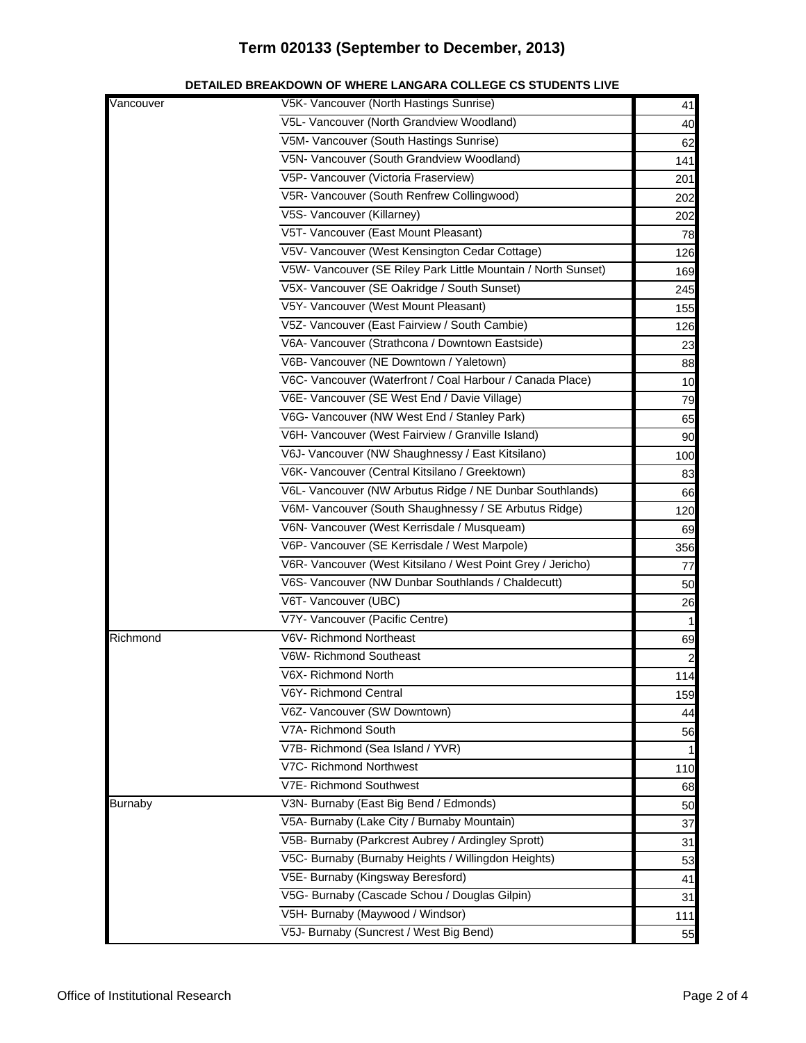# Term 020133 (September to December, 2013)

**DETAILED BREAKDOWN OF WHERE LANGARA COLLEGE CS STUDENTS LIVE**

| | | |
|---|---|---|
| Vancouver | V5K- Vancouver (North Hastings Sunrise) | 41 |
| | V5L- Vancouver (North Grandview Woodland) | 40 |
| | V5M- Vancouver (South Hastings Sunrise) | 62 |
| | V5N- Vancouver (South Grandview Woodland) | 141 |
| | V5P- Vancouver (Victoria Fraserview) | 201 |
| | V5R- Vancouver (South Renfrew Collingwood) | 202 |
| | V5S- Vancouver (Killarney) | 202 |
| | V5T- Vancouver (East Mount Pleasant) | 78 |
| | V5V- Vancouver (West Kensington Cedar Cottage) | 126 |
| | V5W- Vancouver (SE Riley Park Little Mountain / North Sunset) | 169 |
| | V5X- Vancouver (SE Oakridge / South Sunset) | 245 |
| | V5Y- Vancouver (West Mount Pleasant) | 155 |
| | V5Z- Vancouver (East Fairview / South Cambie) | 126 |
| | V6A- Vancouver (Strathcona / Downtown Eastside) | 23 |
| | V6B- Vancouver (NE Downtown / Yaletown) | 88 |
| | V6C- Vancouver (Waterfront / Coal Harbour / Canada Place) | 10 |
| | V6E- Vancouver (SE West End / Davie Village) | 79 |
| | V6G- Vancouver (NW West End / Stanley Park) | 65 |
| | V6H- Vancouver (West Fairview / Granville Island) | 90 |
| | V6J- Vancouver (NW Shaughnessy / East Kitsilano) | 100 |
| | V6K- Vancouver (Central Kitsilano / Greektown) | 83 |
| | V6L- Vancouver (NW Arbutus Ridge / NE Dunbar Southlands) | 66 |
| | V6M- Vancouver (South Shaughnessy / SE Arbutus Ridge) | 120 |
| | V6N- Vancouver (West Kerrisdale / Musqueam) | 69 |
| | V6P- Vancouver (SE Kerrisdale / West Marpole) | 356 |
| | V6R- Vancouver (West Kitsilano / West Point Grey / Jericho) | 77 |
| | V6S- Vancouver (NW Dunbar Southlands / Chaldecutt) | 50 |
| | V6T- Vancouver (UBC) | 26 |
| | V7Y- Vancouver (Pacific Centre) | 1 |
| Richmond | V6V- Richmond Northeast | 69 |
| | V6W- Richmond Southeast | 2 |
| | V6X- Richmond North | 114 |
| | V6Y- Richmond Central | 159 |
| | V6Z- Vancouver (SW Downtown) | 44 |
| | V7A- Richmond South | 56 |
| | V7B- Richmond (Sea Island / YVR) | 1 |
| | V7C- Richmond Northwest | 110 |
| | V7E- Richmond Southwest | 68 |
| Burnaby | V3N- Burnaby (East Big Bend / Edmonds) | 50 |
| | V5A- Burnaby (Lake City / Burnaby Mountain) | 37 |
| | V5B- Burnaby (Parkcrest Aubrey / Ardingley Sprott) | 31 |
| | V5C- Burnaby (Burnaby Heights / Willingdon Heights) | 53 |
| | V5E- Burnaby (Kingsway Beresford) | 41 |
| | V5G- Burnaby (Cascade Schou / Douglas Gilpin) | 31 |
| | V5H- Burnaby (Maywood / Windsor) | 111 |
| | V5J- Burnaby (Suncrest / West Big Bend) | 55 |

Office of Institutional Research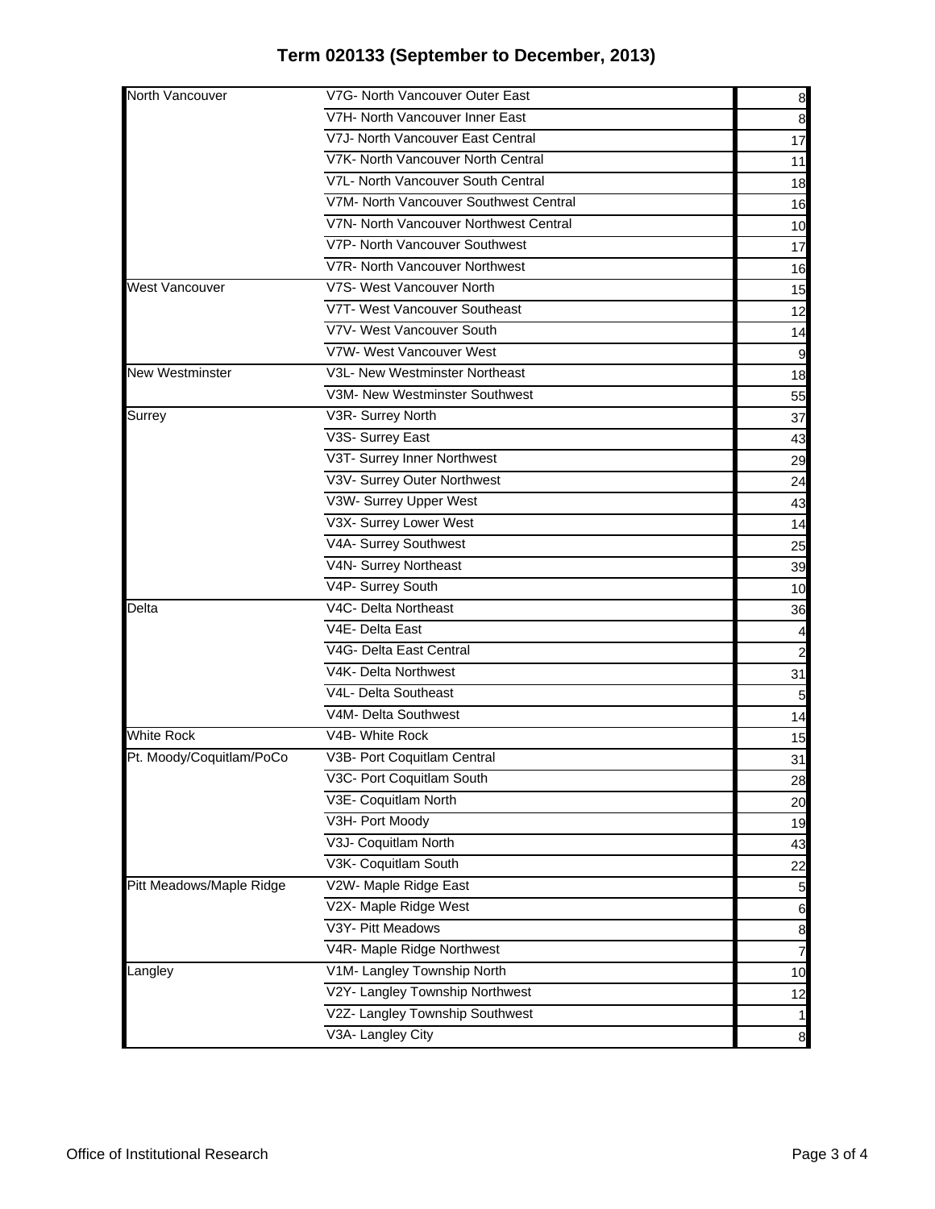## Term 020133 (September to December, 2013)

| | | |
|---|---|---|
| North Vancouver | V7G- North Vancouver Outer East | 8 |
| | V7H- North Vancouver Inner East | 8 |
| | V7J- North Vancouver East Central | 17 |
| | V7K- North Vancouver North Central | 11 |
| | V7L- North Vancouver South Central | 18 |
| | V7M- North Vancouver Southwest Central | 16 |
| | V7N- North Vancouver Northwest Central | 10 |
| | V7P- North Vancouver Southwest | 17 |
| | V7R- North Vancouver Northwest | 16 |
| West Vancouver | V7S- West Vancouver North | 15 |
| | V7T- West Vancouver Southeast | 12 |
| | V7V- West Vancouver South | 14 |
| | V7W- West Vancouver West | 9 |
| New Westminster | V3L- New Westminster Northeast | 18 |
| | V3M- New Westminster Southwest | 55 |
| Surrey | V3R- Surrey North | 37 |
| | V3S- Surrey East | 43 |
| | V3T- Surrey Inner Northwest | 29 |
| | V3V- Surrey Outer Northwest | 24 |
| | V3W- Surrey Upper West | 43 |
| | V3X- Surrey Lower West | 14 |
| | V4A- Surrey Southwest | 25 |
| | V4N- Surrey Northeast | 39 |
| | V4P- Surrey South | 10 |
| Delta | V4C- Delta Northeast | 36 |
| | V4E- Delta East | 4 |
| | V4G- Delta East Central | 2 |
| | V4K- Delta Northwest | 31 |
| | V4L- Delta Southeast | 5 |
| | V4M- Delta Southwest | 14 |
| White Rock | V4B- White Rock | 15 |
| Pt. Moody/Coquitlam/PoCo | V3B- Port Coquitlam Central | 31 |
| | V3C- Port Coquitlam South | 28 |
| | V3E- Coquitlam North | 20 |
| | V3H- Port Moody | 19 |
| | V3J- Coquitlam North | 43 |
| | V3K- Coquitlam South | 22 |
| Pitt Meadows/Maple Ridge | V2W- Maple Ridge East | 5 |
| | V2X- Maple Ridge West | 6 |
| | V3Y- Pitt Meadows | 8 |
| | V4R- Maple Ridge Northwest | 7 |
| Langley | V1M- Langley Township North | 10 |
| | V2Y- Langley Township Northwest | 12 |
| | V2Z- Langley Township Southwest | 1 |
| | V3A- Langley City | 8 |

Office of Institutional Research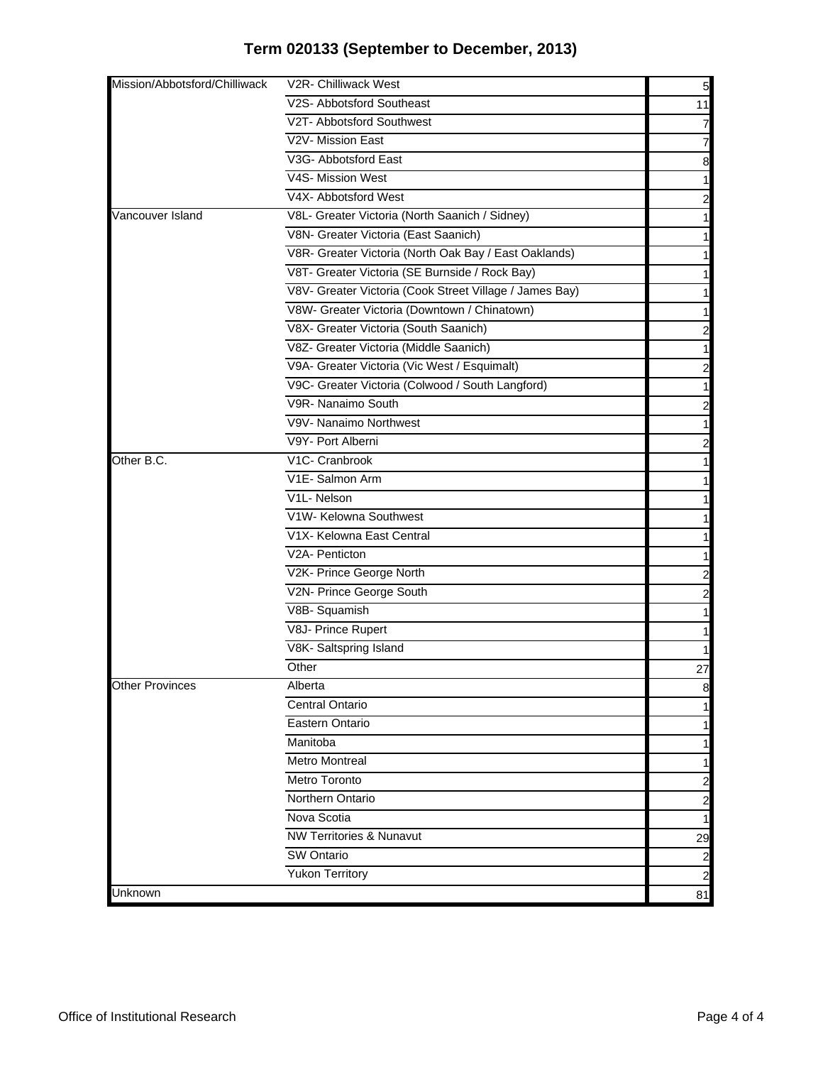## Term 020133 (September to December, 2013)

| | | |
|---|---|---|
| Mission/Abbotsford/Chilliwack | V2R- Chilliwack West | 5 |
| | V2S- Abbotsford Southeast | 11 |
| | V2T- Abbotsford Southwest | 7 |
| | V2V- Mission East | 7 |
| | V3G- Abbotsford East | 8 |
| | V4S- Mission West | 1 |
| | V4X- Abbotsford West | 2 |
| Vancouver Island | V8L- Greater Victoria (North Saanich / Sidney) | 1 |
| | V8N- Greater Victoria (East Saanich) | 1 |
| | V8R- Greater Victoria (North Oak Bay / East Oaklands) | 1 |
| | V8T- Greater Victoria (SE Burnside / Rock Bay) | 1 |
| | V8V- Greater Victoria (Cook Street Village / James Bay) | 1 |
| | V8W- Greater Victoria (Downtown / Chinatown) | 1 |
| | V8X- Greater Victoria (South Saanich) | 2 |
| | V8Z- Greater Victoria (Middle Saanich) | 1 |
| | V9A- Greater Victoria (Vic West / Esquimalt) | 2 |
| | V9C- Greater Victoria (Colwood / South Langford) | 1 |
| | V9R- Nanaimo South | 2 |
| | V9V- Nanaimo Northwest | 1 |
| | V9Y- Port Alberni | 2 |
| Other B.C. | V1C- Cranbrook | 1 |
| | V1E- Salmon Arm | 1 |
| | V1L- Nelson | 1 |
| | V1W- Kelowna Southwest | 1 |
| | V1X- Kelowna East Central | 1 |
| | V2A- Penticton | 1 |
| | V2K- Prince George North | 2 |
| | V2N- Prince George South | 2 |
| | V8B- Squamish | 1 |
| | V8J- Prince Rupert | 1 |
| | V8K- Saltspring Island | 1 |
| | Other | 27 |
| Other Provinces | Alberta | 8 |
| | Central Ontario | 1 |
| | Eastern Ontario | 1 |
| | Manitoba | 1 |
| | Metro Montreal | 1 |
| | Metro Toronto | 2 |
| | Northern Ontario | 2 |
| | Nova Scotia | 1 |
| | NW Territories & Nunavut | 29 |
| | SW Ontario | 2 |
| | Yukon Territory | 2 |
| Unknown | | 81 |

Office of Institutional Research